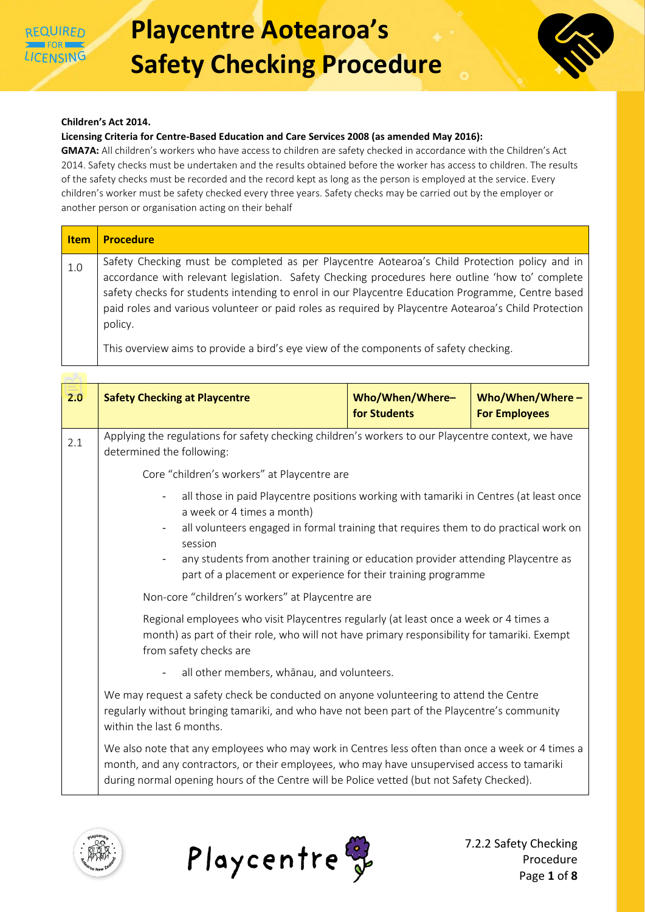REQUIRED FOR LICENSING

# Playcentre Aotearoa's Safety Checking Procedure

**Children's Act 2014.**

**Licensing Criteria for Centre-Based Education and Care Services 2008 (as amended May 2016):**

**GMA7A:** All children's workers who have access to children are safety checked in accordance with the Children's Act 2014. Safety checks must be undertaken and the results obtained before the worker has access to children. The results of the safety checks must be recorded and the record kept as long as the person is employed at the service. Every children's worker must be safety checked every three years. Safety checks may be carried out by the employer or another person or organisation acting on their behalf

| Item | Procedure |
|---|---|
| 1.0 | Safety Checking must be completed as per Playcentre Aotearoa's Child Protection policy and in accordance with relevant legislation. Safety Checking procedures here outline 'how to' complete safety checks for students intending to enrol in our Playcentre Education Programme, Centre based paid roles and various volunteer or paid roles as required by Playcentre Aotearoa's Child Protection policy.<br><br>This overview aims to provide a bird's eye view of the components of safety checking. |

| 2.0 | Safety Checking at Playcentre | Who/When/Where– for Students | Who/When/Where – For Employees |
|---|---|---|---|
| 2.1 | Applying the regulations for safety checking children's workers to our Playcentre context, we have determined the following:<br><br>Core "children's workers" at Playcentre are<br>- all those in paid Playcentre positions working with tamariki in Centres (at least once a week or 4 times a month)<br>- all volunteers engaged in formal training that requires them to do practical work on session<br>- any students from another training or education provider attending Playcentre as part of a placement or experience for their training programme<br><br>Non-core "children's workers" at Playcentre are<br><br>Regional employees who visit Playcentres regularly (at least once a week or 4 times a month) as part of their role, who will not have primary responsibility for tamariki. Exempt from safety checks are<br>- all other members, whānau, and volunteers.<br><br>We may request a safety check be conducted on anyone volunteering to attend the Centre regularly without bringing tamariki, and who have not been part of the Playcentre's community within the last 6 months.<br><br>We also note that any employees who may work in Centres less often than once a week or 4 times a month, and any contractors, or their employees, who may have unsupervised access to tamariki during normal opening hours of the Centre will be Police vetted (but not Safety Checked). | | |

7.2.2 Safety Checking Procedure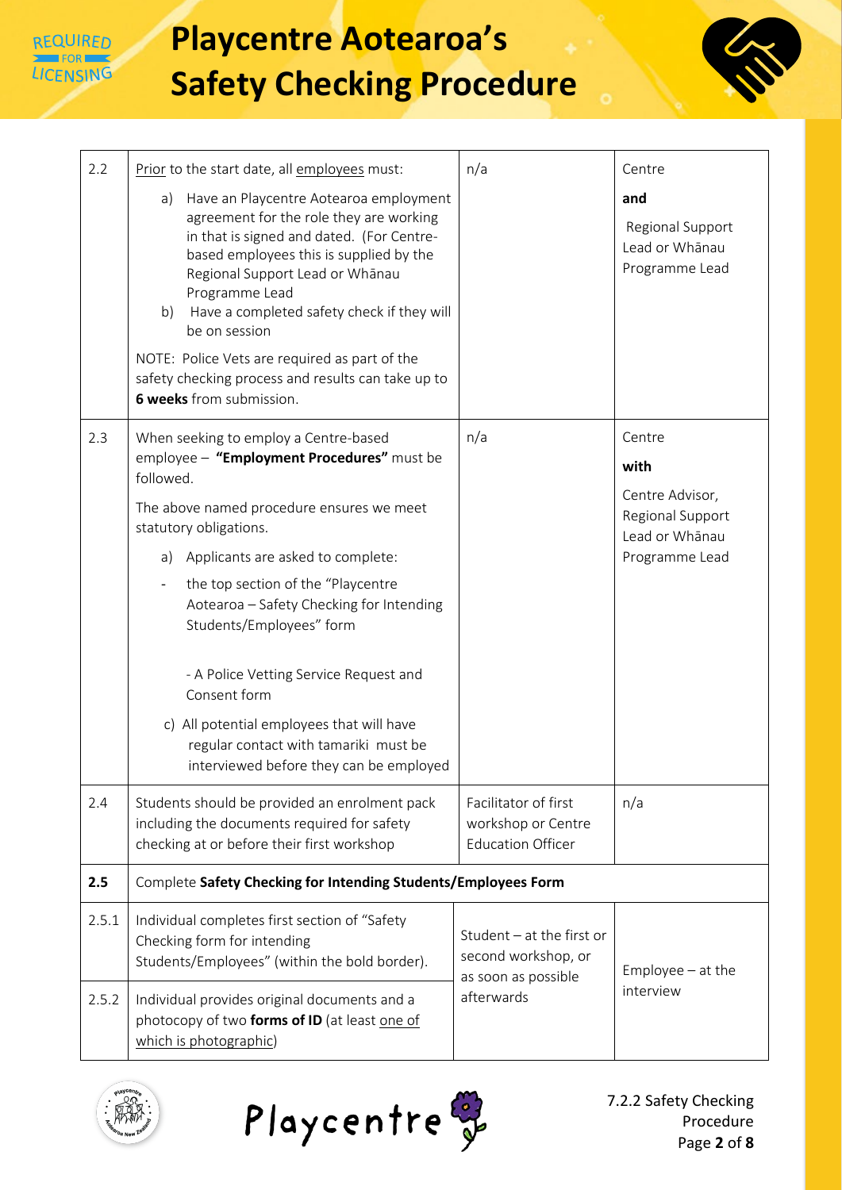| | | | |
|---|---|---|---|
| 2.2 | Prior to the start date, all employees must:<br>a) Have an Playcentre Aotearoa employment agreement for the role they are working in that is signed and dated. (For Centre-based employees this is supplied by the Regional Support Lead or Whānau Programme Lead<br>b) Have a completed safety check if they will be on session<br><br>NOTE: Police Vets are required as part of the safety checking process and results can take up to **6 weeks** from submission. | n/a | Centre<br>**and**<br>Regional Support Lead or Whānau Programme Lead |
| 2.3 | When seeking to employ a Centre-based employee – **"Employment Procedures"** must be followed.<br><br>The above named procedure ensures we meet statutory obligations.<br>a) Applicants are asked to complete:<br>- the top section of the "Playcentre Aotearoa – Safety Checking for Intending Students/Employees" form<br>- A Police Vetting Service Request and Consent form<br><br>c) All potential employees that will have regular contact with tamariki must be interviewed before they can be employed | n/a | Centre<br>**with**<br>Centre Advisor, Regional Support Lead or Whānau Programme Lead |
| 2.4 | Students should be provided an enrolment pack including the documents required for safety checking at or before their first workshop | Facilitator of first workshop or Centre Education Officer | n/a |
| **2.5** | Complete **Safety Checking for Intending Students/Employees Form** | | |
| 2.5.1 | Individual completes first section of "Safety Checking form for intending Students/Employees" (within the bold border). | Student – at the first or second workshop, or as soon as possible afterwards | Employee – at the interview |
| 2.5.2 | Individual provides original documents and a photocopy of two **forms of ID** (at least one of which is photographic) | | |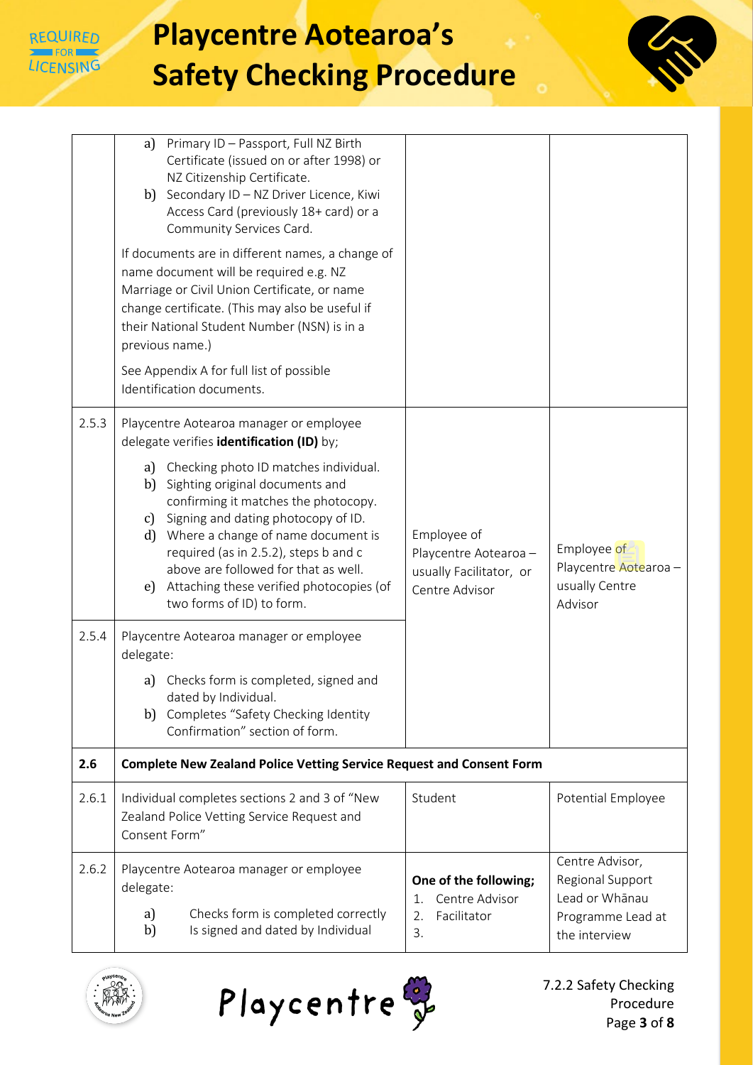| | | | |
|---|---|---|---|
| | a) Primary ID – Passport, Full NZ Birth Certificate (issued on or after 1998) or NZ Citizenship Certificate.<br>b) Secondary ID – NZ Driver Licence, Kiwi Access Card (previously 18+ card) or a Community Services Card.<br><br>If documents are in different names, a change of name document will be required e.g. NZ Marriage or Civil Union Certificate, or name change certificate. (This may also be useful if their National Student Number (NSN) is in a previous name.)<br><br>See Appendix A for full list of possible Identification documents. | | |
| 2.5.3 | Playcentre Aotearoa manager or employee delegate verifies **identification (ID)** by;<br><br>a) Checking photo ID matches individual.<br>b) Sighting original documents and confirming it matches the photocopy.<br>c) Signing and dating photocopy of ID.<br>d) Where a change of name document is required (as in 2.5.2), steps b and c above are followed for that as well.<br>e) Attaching these verified photocopies (of two forms of ID) to form. | Employee of Playcentre Aotearoa – usually Facilitator, or Centre Advisor | Employee of Playcentre Aotearoa – usually Centre Advisor |
| 2.5.4 | Playcentre Aotearoa manager or employee delegate:<br><br>a) Checks form is completed, signed and dated by Individual.<br>b) Completes "Safety Checking Identity Confirmation" section of form. | | |
| **2.6** | **Complete New Zealand Police Vetting Service Request and Consent Form** | | |
| 2.6.1 | Individual completes sections 2 and 3 of "New Zealand Police Vetting Service Request and Consent Form" | Student | Potential Employee |
| 2.6.2 | Playcentre Aotearoa manager or employee delegate:<br><br>a) Checks form is completed correctly<br>b) Is signed and dated by Individual | **One of the following;**<br>1. Centre Advisor<br>2. Facilitator<br>3. | Centre Advisor, Regional Support Lead or Whānau Programme Lead at the interview |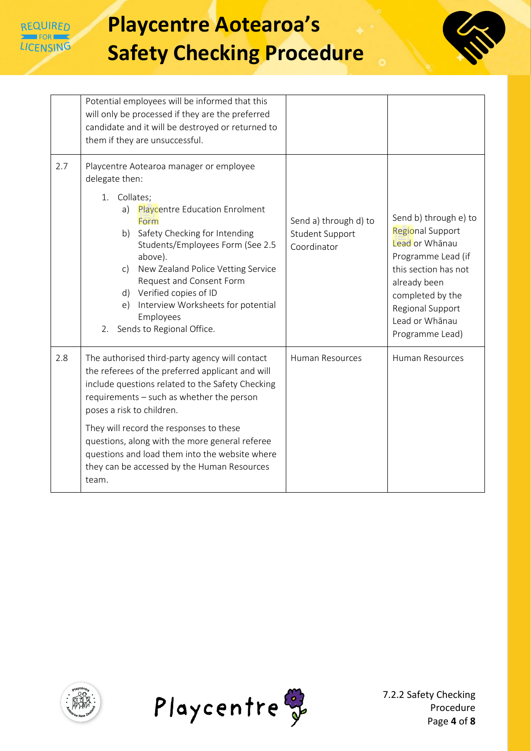| | | | |
|---|---|---|---|
| | Potential employees will be informed that this will only be processed if they are the preferred candidate and it will be destroyed or returned to them if they are unsuccessful. | | |
| 2.7 | Playcentre Aotearoa manager or employee delegate then:<br><br>1. Collates;<br>a) Playcentre Education Enrolment Form<br>b) Safety Checking for Intending Students/Employees Form (See 2.5 above).<br>c) New Zealand Police Vetting Service Request and Consent Form<br>d) Verified copies of ID<br>e) Interview Worksheets for potential Employees<br>2. Sends to Regional Office. | Send a) through d) to Student Support Coordinator | Send b) through e) to Regional Support Lead or Whānau Programme Lead (if this section has not already been completed by the Regional Support Lead or Whānau Programme Lead) |
| 2.8 | The authorised third-party agency will contact the referees of the preferred applicant and will include questions related to the Safety Checking requirements – such as whether the person poses a risk to children.<br><br>They will record the responses to these questions, along with the more general referee questions and load them into the website where they can be accessed by the Human Resources team. | Human Resources | Human Resources |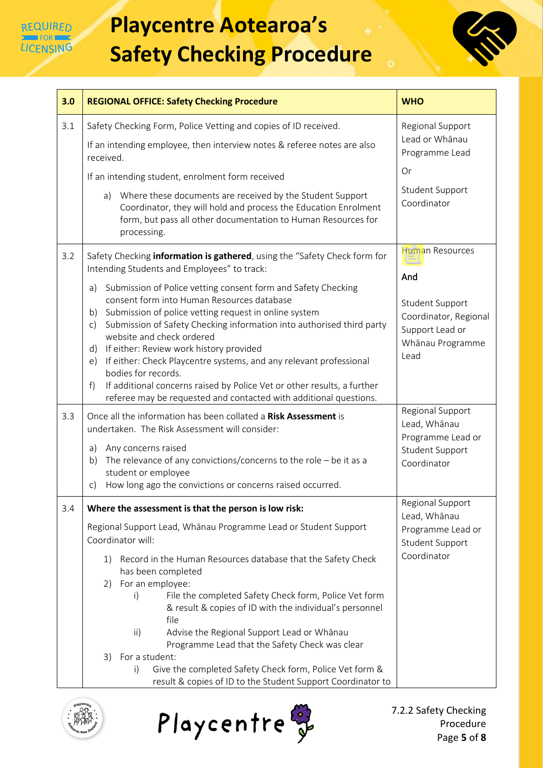| 3.0 | REGIONAL OFFICE: Safety Checking Procedure | WHO |
|---|---|---|
| 3.1 | Safety Checking Form, Police Vetting and copies of ID received.<br><br>If an intending employee, then interview notes & referee notes are also received.<br><br>If an intending student, enrolment form received<br><br>a) Where these documents are received by the Student Support Coordinator, they will hold and process the Education Enrolment form, but pass all other documentation to Human Resources for processing. | Regional Support Lead or Whānau Programme Lead<br><br>Or<br><br>Student Support Coordinator |
| 3.2 | Safety Checking **information is gathered**, using the "Safety Check form for Intending Students and Employees" to track:<br><br>a) Submission of Police vetting consent form and Safety Checking consent form into Human Resources database<br>b) Submission of police vetting request in online system<br>c) Submission of Safety Checking information into authorised third party website and check ordered<br>d) If either: Review work history provided<br>e) If either: Check Playcentre systems, and any relevant professional bodies for records.<br>f) If additional concerns raised by Police Vet or other results, a further referee may be requested and contacted with additional questions. | Human Resources<br><br>**And**<br><br>Student Support Coordinator, Regional Support Lead or Whānau Programme Lead |
| 3.3 | Once all the information has been collated a **Risk Assessment** is undertaken. The Risk Assessment will consider:<br><br>a) Any concerns raised<br>b) The relevance of any convictions/concerns to the role – be it as a student or employee<br>c) How long ago the convictions or concerns raised occurred. | Regional Support Lead, Whānau Programme Lead or Student Support Coordinator |
| 3.4 | **Where the assessment is that the person is low risk:**<br><br>Regional Support Lead, Whānau Programme Lead or Student Support Coordinator will:<br><br>1) Record in the Human Resources database that the Safety Check has been completed<br>2) For an employee:<br>i) File the completed Safety Check form, Police Vet form & result & copies of ID with the individual's personnel file<br>ii) Advise the Regional Support Lead or Whānau Programme Lead that the Safety Check was clear<br>3) For a student:<br>i) Give the completed Safety Check form, Police Vet form & result & copies of ID to the Student Support Coordinator to | Regional Support Lead, Whānau Programme Lead or Student Support Coordinator |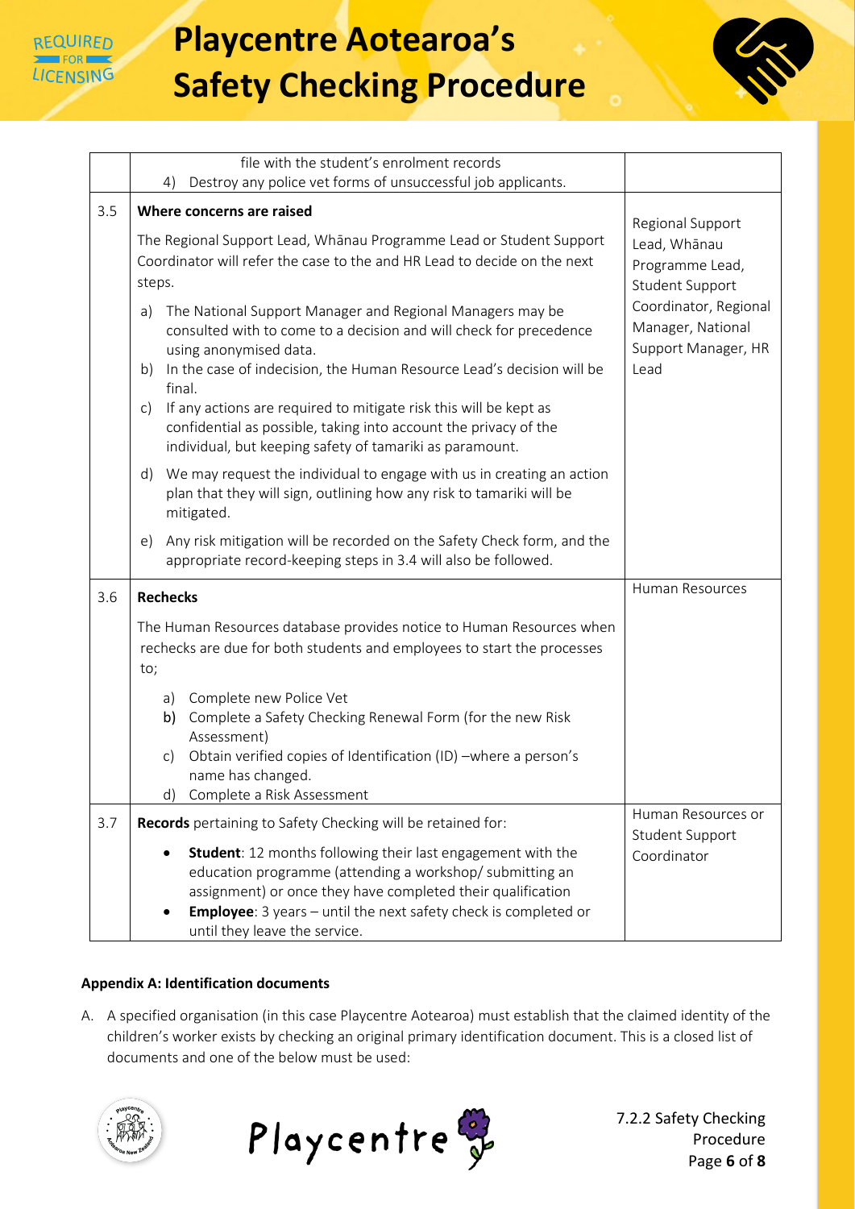| | | |
|---|---|---|
| | file with the student's enrolment records<br>4) Destroy any police vet forms of unsuccessful job applicants. | |
| 3.5 | **Where concerns are raised**<br><br>The Regional Support Lead, Whānau Programme Lead or Student Support Coordinator will refer the case to the and HR Lead to decide on the next steps.<br><br>a) The National Support Manager and Regional Managers may be consulted with to come to a decision and will check for precedence using anonymised data.<br>b) In the case of indecision, the Human Resource Lead's decision will be final.<br>c) If any actions are required to mitigate risk this will be kept as confidential as possible, taking into account the privacy of the individual, but keeping safety of tamariki as paramount.<br><br>d) We may request the individual to engage with us in creating an action plan that they will sign, outlining how any risk to tamariki will be mitigated.<br><br>e) Any risk mitigation will be recorded on the Safety Check form, and the appropriate record-keeping steps in 3.4 will also be followed. | Regional Support Lead, Whānau Programme Lead, Student Support Coordinator, Regional Manager, National Support Manager, HR Lead |
| 3.6 | **Rechecks**<br><br>The Human Resources database provides notice to Human Resources when rechecks are due for both students and employees to start the processes to;<br><br>a) Complete new Police Vet<br>b) Complete a Safety Checking Renewal Form (for the new Risk Assessment)<br>c) Obtain verified copies of Identification (ID) –where a person's name has changed.<br>d) Complete a Risk Assessment | Human Resources |
| 3.7 | **Records** pertaining to Safety Checking will be retained for:<br><br>• **Student**: 12 months following their last engagement with the education programme (attending a workshop/ submitting an assignment) or once they have completed their qualification<br>• **Employee**: 3 years – until the next safety check is completed or until they leave the service. | Human Resources or Student Support Coordinator |

**Appendix A: Identification documents**

A. A specified organisation (in this case Playcentre Aotearoa) must establish that the claimed identity of the children's worker exists by checking an original primary identification document. This is a closed list of documents and one of the below must be used: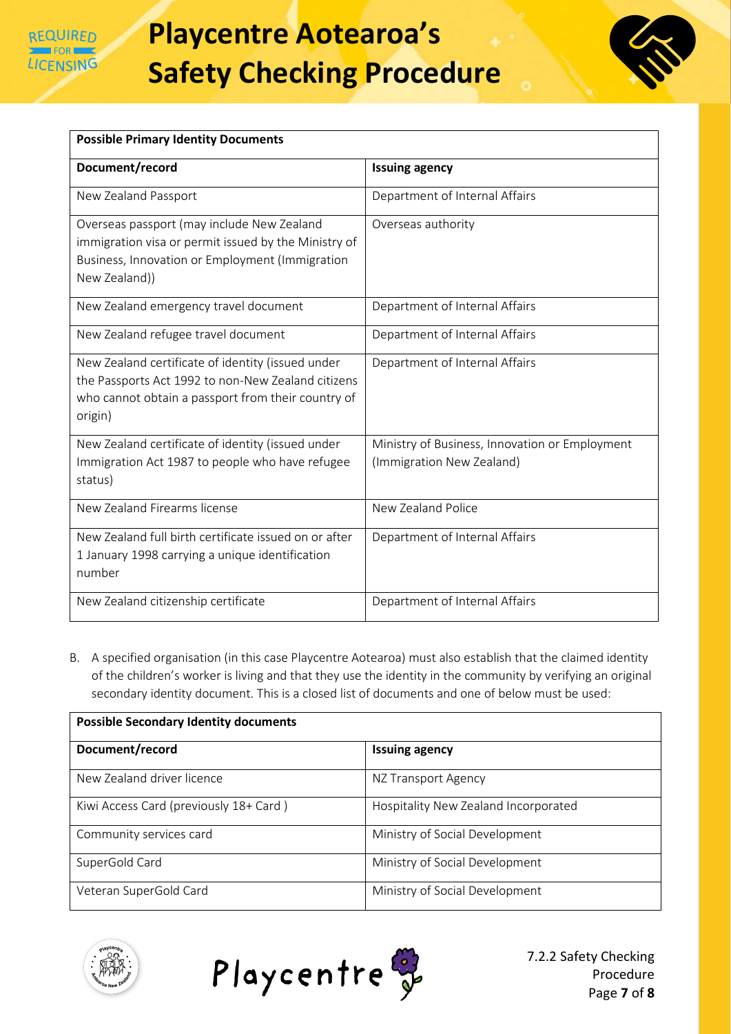| Possible Primary Identity Documents | |
|---|---|
| **Document/record** | **Issuing agency** |
| New Zealand Passport | Department of Internal Affairs |
| Overseas passport (may include New Zealand immigration visa or permit issued by the Ministry of Business, Innovation or Employment (Immigration New Zealand)) | Overseas authority |
| New Zealand emergency travel document | Department of Internal Affairs |
| New Zealand refugee travel document | Department of Internal Affairs |
| New Zealand certificate of identity (issued under the Passports Act 1992 to non-New Zealand citizens who cannot obtain a passport from their country of origin) | Department of Internal Affairs |
| New Zealand certificate of identity (issued under Immigration Act 1987 to people who have refugee status) | Ministry of Business, Innovation or Employment (Immigration New Zealand) |
| New Zealand Firearms license | New Zealand Police |
| New Zealand full birth certificate issued on or after 1 January 1998 carrying a unique identification number | Department of Internal Affairs |
| New Zealand citizenship certificate | Department of Internal Affairs |

B. A specified organisation (in this case Playcentre Aotearoa) must also establish that the claimed identity of the children's worker is living and that they use the identity in the community by verifying an original secondary identity document. This is a closed list of documents and one of below must be used:

| Possible Secondary Identity documents | |
|---|---|
| **Document/record** | **Issuing agency** |
| New Zealand driver licence | NZ Transport Agency |
| Kiwi Access Card (previously 18+ Card ) | Hospitality New Zealand Incorporated |
| Community services card | Ministry of Social Development |
| SuperGold Card | Ministry of Social Development |
| Veteran SuperGold Card | Ministry of Social Development |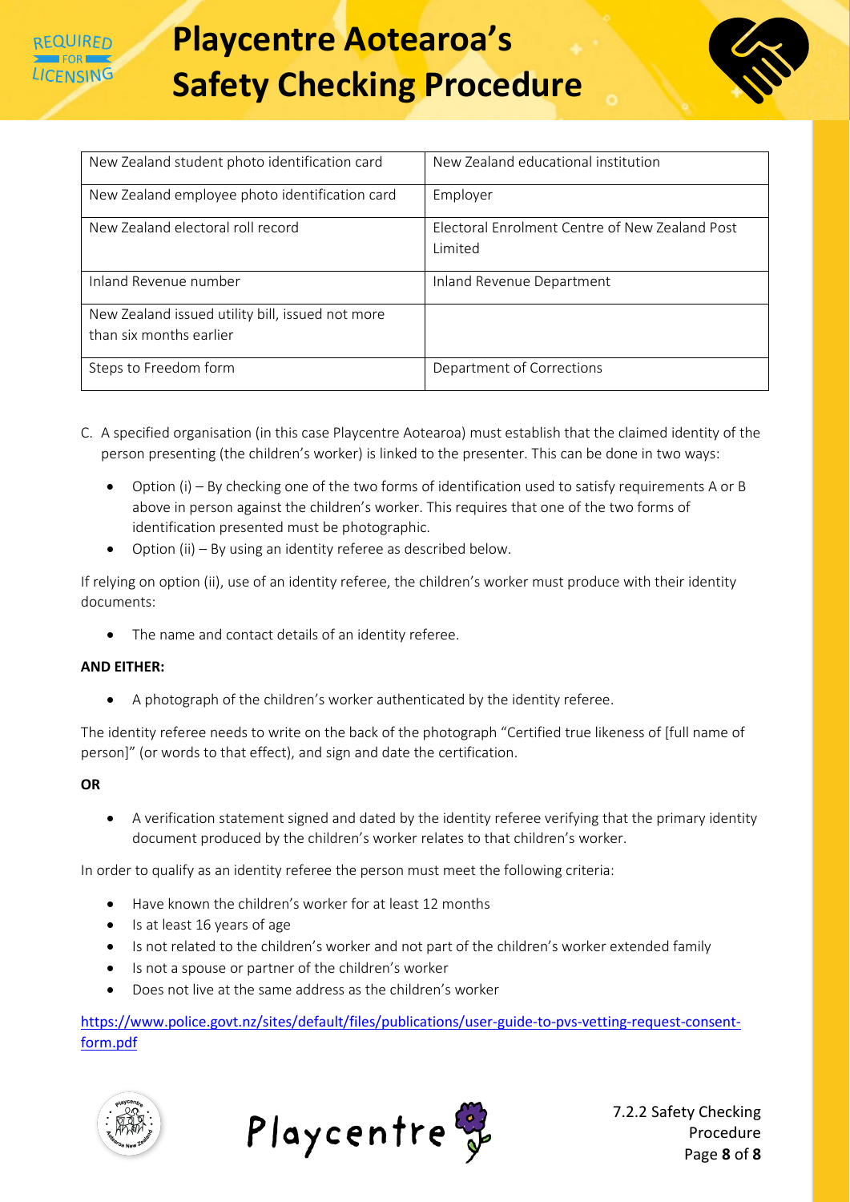| | |
|---|---|
| New Zealand student photo identification card | New Zealand educational institution |
| New Zealand employee photo identification card | Employer |
| New Zealand electoral roll record | Electoral Enrolment Centre of New Zealand Post Limited |
| Inland Revenue number | Inland Revenue Department |
| New Zealand issued utility bill, issued not more than six months earlier | |
| Steps to Freedom form | Department of Corrections |

C. A specified organisation (in this case Playcentre Aotearoa) must establish that the claimed identity of the person presenting (the children's worker) is linked to the presenter. This can be done in two ways:

- Option (i) – By checking one of the two forms of identification used to satisfy requirements A or B above in person against the children's worker. This requires that one of the two forms of identification presented must be photographic.
- Option (ii) – By using an identity referee as described below.

If relying on option (ii), use of an identity referee, the children's worker must produce with their identity documents:

- The name and contact details of an identity referee.

**AND EITHER:**

- A photograph of the children's worker authenticated by the identity referee.

The identity referee needs to write on the back of the photograph "Certified true likeness of [full name of person]" (or words to that effect), and sign and date the certification.

**OR**

- A verification statement signed and dated by the identity referee verifying that the primary identity document produced by the children's worker relates to that children's worker.

In order to qualify as an identity referee the person must meet the following criteria:

- Have known the children's worker for at least 12 months
- Is at least 16 years of age
- Is not related to the children's worker and not part of the children's worker extended family
- Is not a spouse or partner of the children's worker
- Does not live at the same address as the children's worker

https://www.police.govt.nz/sites/default/files/publications/user-guide-to-pvs-vetting-request-consent-form.pdf